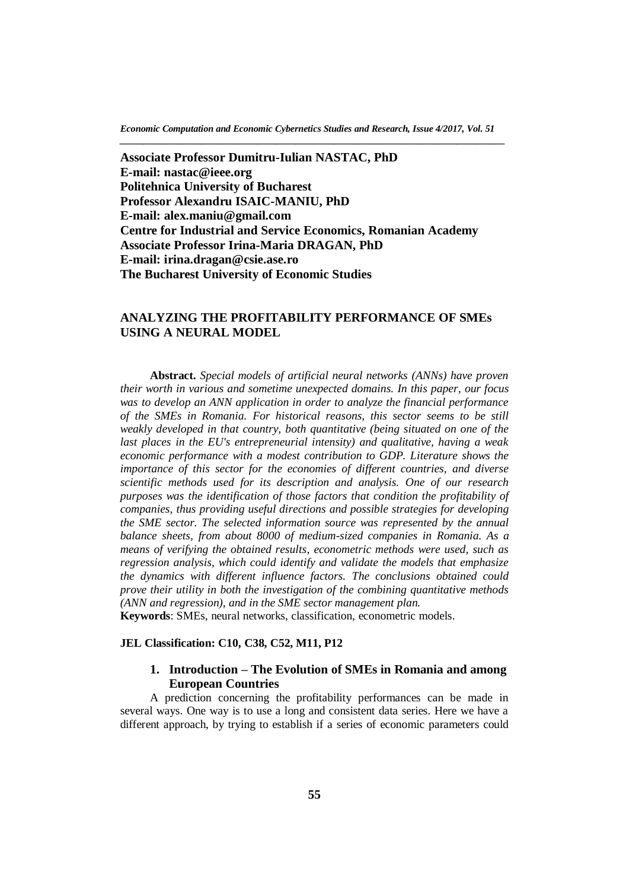**Associate Professor Dumitru-Iulian NASTAC, PhD**
**E-mail: nastac@ieee.org**
**Politehnica University of Bucharest**
**Professor Alexandru ISAIC-MANIU, PhD**
**E-mail: alex.maniu@gmail.com**
**Centre for Industrial and Service Economics, Romanian Academy**
**Associate Professor Irina-Maria DRAGAN, PhD**
**E-mail: irina.dragan@csie.ase.ro**
**The Bucharest University of Economic Studies**

# ANALYZING THE PROFITABILITY PERFORMANCE OF SMEs USING A NEURAL MODEL

**Abstract.** *Special models of artificial neural networks (ANNs) have proven their worth in various and sometime unexpected domains. In this paper, our focus was to develop an ANN application in order to analyze the financial performance of the SMEs in Romania. For historical reasons, this sector seems to be still weakly developed in that country, both quantitative (being situated on one of the last places in the EU's entrepreneurial intensity) and qualitative, having a weak economic performance with a modest contribution to GDP. Literature shows the importance of this sector for the economies of different countries, and diverse scientific methods used for its description and analysis. One of our research purposes was the identification of those factors that condition the profitability of companies, thus providing useful directions and possible strategies for developing the SME sector. The selected information source was represented by the annual balance sheets, from about 8000 of medium-sized companies in Romania. As a means of verifying the obtained results, econometric methods were used, such as regression analysis, which could identify and validate the models that emphasize the dynamics with different influence factors. The conclusions obtained could prove their utility in both the investigation of the combining quantitative methods (ANN and regression), and in the SME sector management plan.*
**Keywords**: SMEs, neural networks, classification, econometric models.

**JEL Classification: C10, C38, C52, M11, P12**

## 1. Introduction – The Evolution of SMEs in Romania and among European Countries

A prediction concerning the profitability performances can be made in several ways. One way is to use a long and consistent data series. Here we have a different approach, by trying to establish if a series of economic parameters could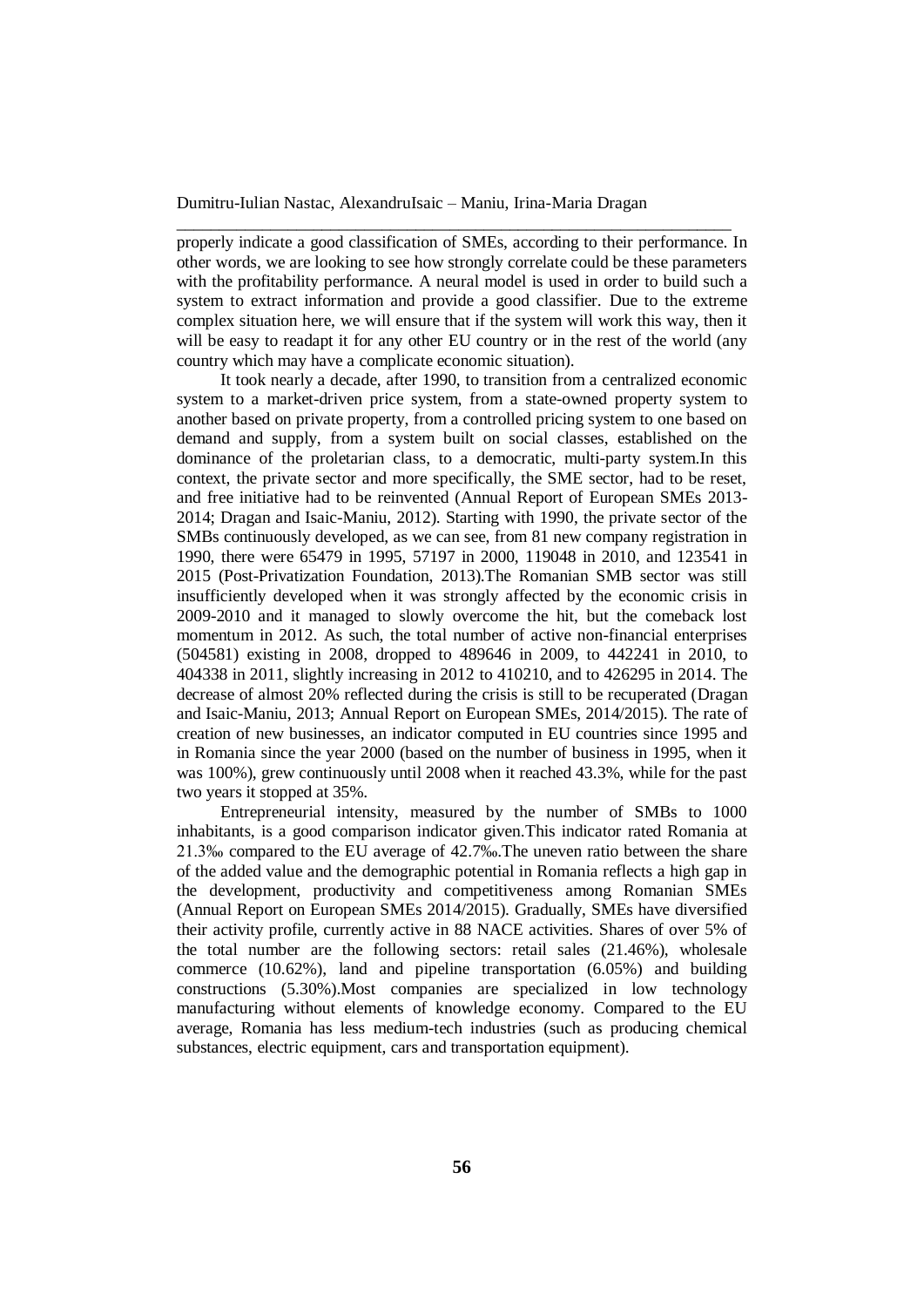properly indicate a good classification of SMEs, according to their performance. In other words, we are looking to see how strongly correlate could be these parameters with the profitability performance. A neural model is used in order to build such a system to extract information and provide a good classifier. Due to the extreme complex situation here, we will ensure that if the system will work this way, then it will be easy to readapt it for any other EU country or in the rest of the world (any country which may have a complicate economic situation).

It took nearly a decade, after 1990, to transition from a centralized economic system to a market-driven price system, from a state-owned property system to another based on private property, from a controlled pricing system to one based on demand and supply, from a system built on social classes, established on the dominance of the proletarian class, to a democratic, multi-party system.In this context, the private sector and more specifically, the SME sector, had to be reset, and free initiative had to be reinvented (Annual Report of European SMEs 2013-2014; Dragan and Isaic-Maniu, 2012). Starting with 1990, the private sector of the SMBs continuously developed, as we can see, from 81 new company registration in 1990, there were 65479 in 1995, 57197 in 2000, 119048 in 2010, and 123541 in 2015 (Post-Privatization Foundation, 2013).The Romanian SMB sector was still insufficiently developed when it was strongly affected by the economic crisis in 2009-2010 and it managed to slowly overcome the hit, but the comeback lost momentum in 2012. As such, the total number of active non-financial enterprises (504581) existing in 2008, dropped to 489646 in 2009, to 442241 in 2010, to 404338 in 2011, slightly increasing in 2012 to 410210, and to 426295 in 2014. The decrease of almost 20% reflected during the crisis is still to be recuperated (Dragan and Isaic-Maniu, 2013; Annual Report on European SMEs, 2014/2015). The rate of creation of new businesses, an indicator computed in EU countries since 1995 and in Romania since the year 2000 (based on the number of business in 1995, when it was 100%), grew continuously until 2008 when it reached 43.3%, while for the past two years it stopped at 35%.

Entrepreneurial intensity, measured by the number of SMBs to 1000 inhabitants, is a good comparison indicator given.This indicator rated Romania at 21.3‰ compared to the EU average of 42.7‰.The uneven ratio between the share of the added value and the demographic potential in Romania reflects a high gap in the development, productivity and competitiveness among Romanian SMEs (Annual Report on European SMEs 2014/2015). Gradually, SMEs have diversified their activity profile, currently active in 88 NACE activities. Shares of over 5% of the total number are the following sectors: retail sales (21.46%), wholesale commerce (10.62%), land and pipeline transportation (6.05%) and building constructions (5.30%).Most companies are specialized in low technology manufacturing without elements of knowledge economy. Compared to the EU average, Romania has less medium-tech industries (such as producing chemical substances, electric equipment, cars and transportation equipment).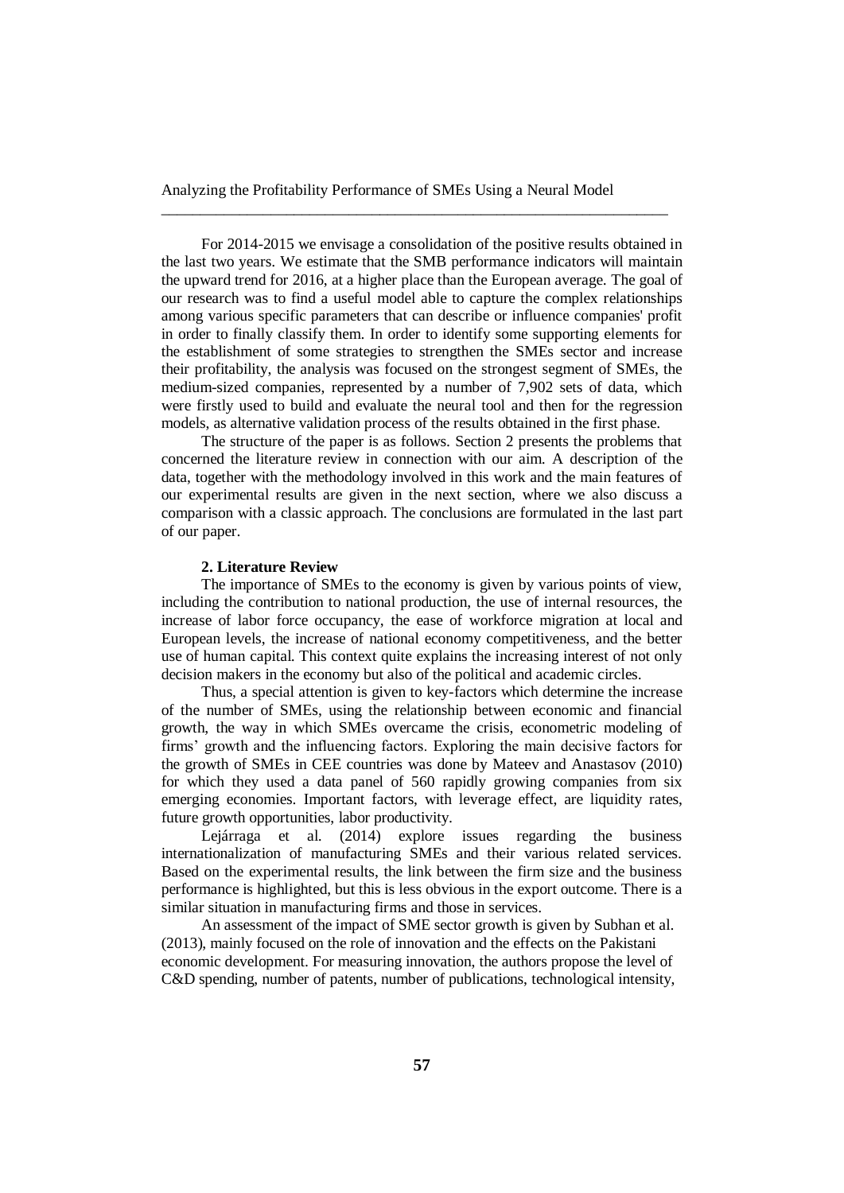For 2014-2015 we envisage a consolidation of the positive results obtained in the last two years. We estimate that the SMB performance indicators will maintain the upward trend for 2016, at a higher place than the European average. The goal of our research was to find a useful model able to capture the complex relationships among various specific parameters that can describe or influence companies' profit in order to finally classify them. In order to identify some supporting elements for the establishment of some strategies to strengthen the SMEs sector and increase their profitability, the analysis was focused on the strongest segment of SMEs, the medium-sized companies, represented by a number of 7,902 sets of data, which were firstly used to build and evaluate the neural tool and then for the regression models, as alternative validation process of the results obtained in the first phase.

The structure of the paper is as follows. Section 2 presents the problems that concerned the literature review in connection with our aim. A description of the data, together with the methodology involved in this work and the main features of our experimental results are given in the next section, where we also discuss a comparison with a classic approach. The conclusions are formulated in the last part of our paper.

## 2. Literature Review

The importance of SMEs to the economy is given by various points of view, including the contribution to national production, the use of internal resources, the increase of labor force occupancy, the ease of workforce migration at local and European levels, the increase of national economy competitiveness, and the better use of human capital. This context quite explains the increasing interest of not only decision makers in the economy but also of the political and academic circles.

Thus, a special attention is given to key-factors which determine the increase of the number of SMEs, using the relationship between economic and financial growth, the way in which SMEs overcame the crisis, econometric modeling of firms' growth and the influencing factors. Exploring the main decisive factors for the growth of SMEs in CEE countries was done by Mateev and Anastasov (2010) for which they used a data panel of 560 rapidly growing companies from six emerging economies. Important factors, with leverage effect, are liquidity rates, future growth opportunities, labor productivity.

Lejárraga et al. (2014) explore issues regarding the business internationalization of manufacturing SMEs and their various related services. Based on the experimental results, the link between the firm size and the business performance is highlighted, but this is less obvious in the export outcome. There is a similar situation in manufacturing firms and those in services.

An assessment of the impact of SME sector growth is given by Subhan et al. (2013), mainly focused on the role of innovation and the effects on the Pakistani economic development. For measuring innovation, the authors propose the level of C&D spending, number of patents, number of publications, technological intensity,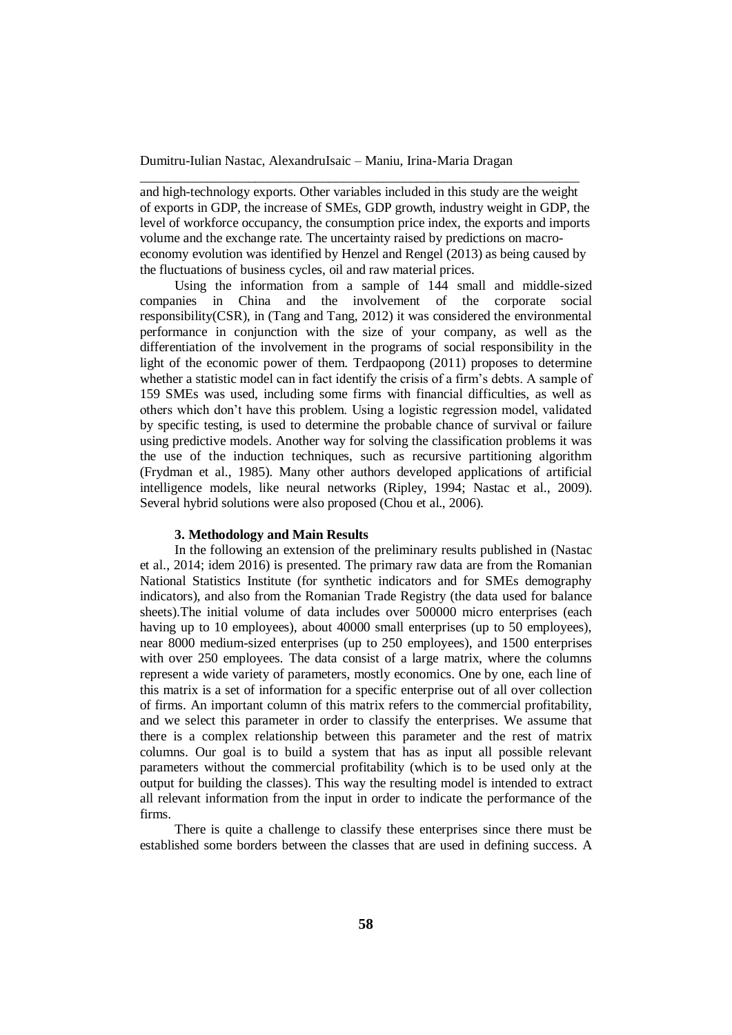and high-technology exports. Other variables included in this study are the weight of exports in GDP, the increase of SMEs, GDP growth, industry weight in GDP, the level of workforce occupancy, the consumption price index, the exports and imports volume and the exchange rate. The uncertainty raised by predictions on macro-economy evolution was identified by Henzel and Rengel (2013) as being caused by the fluctuations of business cycles, oil and raw material prices.

Using the information from a sample of 144 small and middle-sized companies in China and the involvement of the corporate social responsibility(CSR), in (Tang and Tang, 2012) it was considered the environmental performance in conjunction with the size of your company, as well as the differentiation of the involvement in the programs of social responsibility in the light of the economic power of them. Terdpaopong (2011) proposes to determine whether a statistic model can in fact identify the crisis of a firm's debts. A sample of 159 SMEs was used, including some firms with financial difficulties, as well as others which don't have this problem. Using a logistic regression model, validated by specific testing, is used to determine the probable chance of survival or failure using predictive models. Another way for solving the classification problems it was the use of the induction techniques, such as recursive partitioning algorithm (Frydman et al., 1985). Many other authors developed applications of artificial intelligence models, like neural networks (Ripley, 1994; Nastac et al., 2009). Several hybrid solutions were also proposed (Chou et al., 2006).

## 3. Methodology and Main Results

In the following an extension of the preliminary results published in (Nastac et al., 2014; idem 2016) is presented. The primary raw data are from the Romanian National Statistics Institute (for synthetic indicators and for SMEs demography indicators), and also from the Romanian Trade Registry (the data used for balance sheets).The initial volume of data includes over 500000 micro enterprises (each having up to 10 employees), about 40000 small enterprises (up to 50 employees), near 8000 medium-sized enterprises (up to 250 employees), and 1500 enterprises with over 250 employees. The data consist of a large matrix, where the columns represent a wide variety of parameters, mostly economics. One by one, each line of this matrix is a set of information for a specific enterprise out of all over collection of firms. An important column of this matrix refers to the commercial profitability, and we select this parameter in order to classify the enterprises. We assume that there is a complex relationship between this parameter and the rest of matrix columns. Our goal is to build a system that has as input all possible relevant parameters without the commercial profitability (which is to be used only at the output for building the classes). This way the resulting model is intended to extract all relevant information from the input in order to indicate the performance of the firms.

There is quite a challenge to classify these enterprises since there must be established some borders between the classes that are used in defining success. A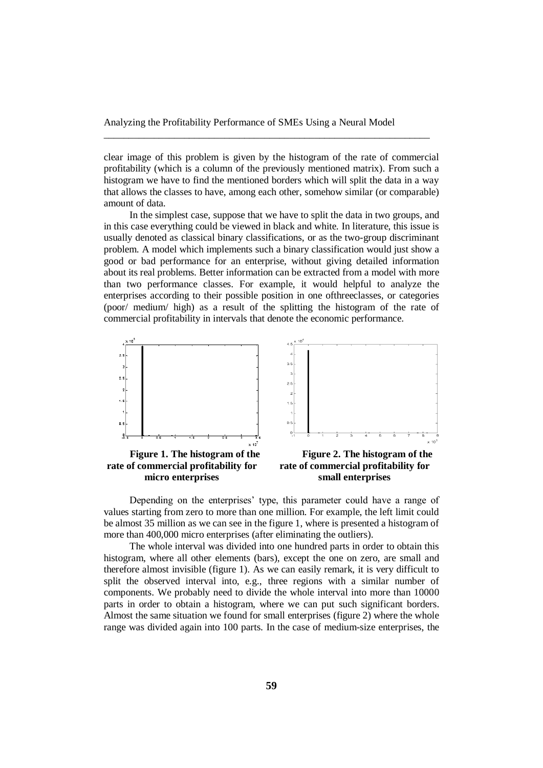clear image of this problem is given by the histogram of the rate of commercial profitability (which is a column of the previously mentioned matrix). From such a histogram we have to find the mentioned borders which will split the data in a way that allows the classes to have, among each other, somehow similar (or comparable) amount of data.

In the simplest case, suppose that we have to split the data in two groups, and in this case everything could be viewed in black and white. In literature, this issue is usually denoted as classical binary classifications, or as the two-group discriminant problem. A model which implements such a binary classification would just show a good or bad performance for an enterprise, without giving detailed information about its real problems. Better information can be extracted from a model with more than two performance classes. For example, it would helpful to analyze the enterprises according to their possible position in one ofthreeclasses, or categories (poor/ medium/ high) as a result of the splitting the histogram of the rate of commercial profitability in intervals that denote the economic performance.

**Figure 1. The histogram of the rate of commercial profitability for micro enterprises**

**Figure 2. The histogram of the rate of commercial profitability for small enterprises**

Depending on the enterprises' type, this parameter could have a range of values starting from zero to more than one million. For example, the left limit could be almost 35 million as we can see in the figure 1, where is presented a histogram of more than 400,000 micro enterprises (after eliminating the outliers).

The whole interval was divided into one hundred parts in order to obtain this histogram, where all other elements (bars), except the one on zero, are small and therefore almost invisible (figure 1). As we can easily remark, it is very difficult to split the observed interval into, e.g., three regions with a similar number of components. We probably need to divide the whole interval into more than 10000 parts in order to obtain a histogram, where we can put such significant borders. Almost the same situation we found for small enterprises (figure 2) where the whole range was divided again into 100 parts. In the case of medium-size enterprises, the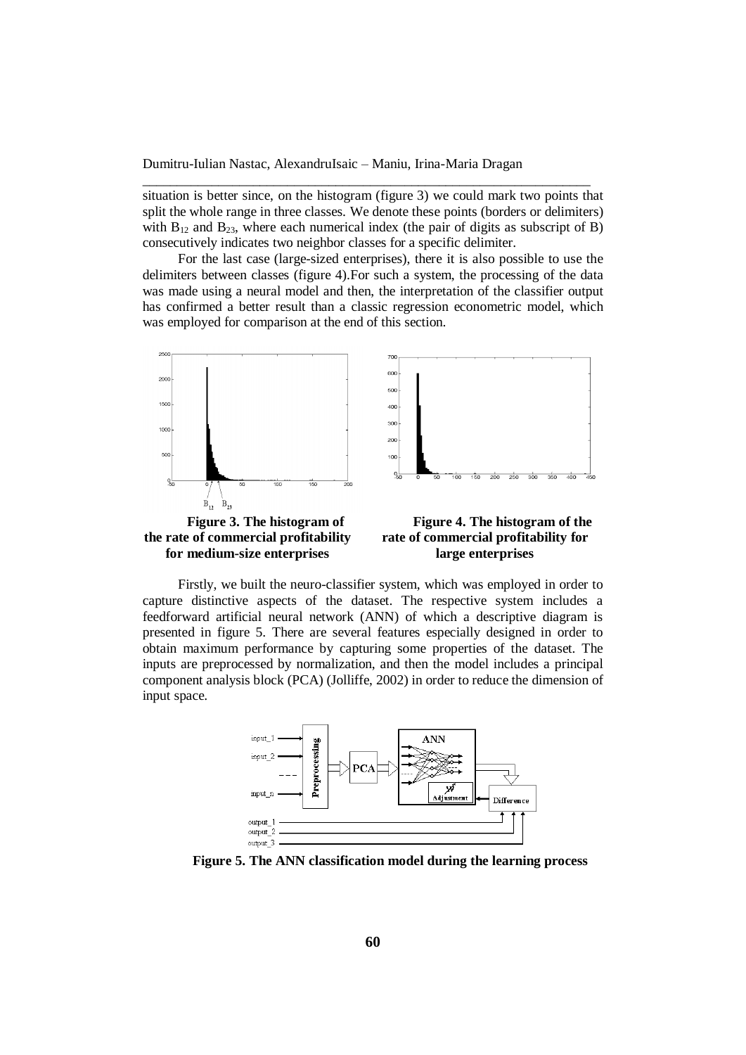situation is better since, on the histogram (figure 3) we could mark two points that split the whole range in three classes. We denote these points (borders or delimiters) with $B_{12}$ and $B_{23}$, where each numerical index (the pair of digits as subscript of B) consecutively indicates two neighbor classes for a specific delimiter.

For the last case (large-sized enterprises), there it is also possible to use the delimiters between classes (figure 4).For such a system, the processing of the data was made using a neural model and then, the interpretation of the classifier output has confirmed a better result than a classic regression econometric model, which was employed for comparison at the end of this section.

**Figure 3. The histogram of the rate of commercial profitability for medium-size enterprises**

**Figure 4. The histogram of the rate of commercial profitability for large enterprises**

Firstly, we built the neuro-classifier system, which was employed in order to capture distinctive aspects of the dataset. The respective system includes a feedforward artificial neural network (ANN) of which a descriptive diagram is presented in figure 5. There are several features especially designed in order to obtain maximum performance by capturing some properties of the dataset. The inputs are preprocessed by normalization, and then the model includes a principal component analysis block (PCA) (Jolliffe, 2002) in order to reduce the dimension of input space.

**Figure 5. The ANN classification model during the learning process**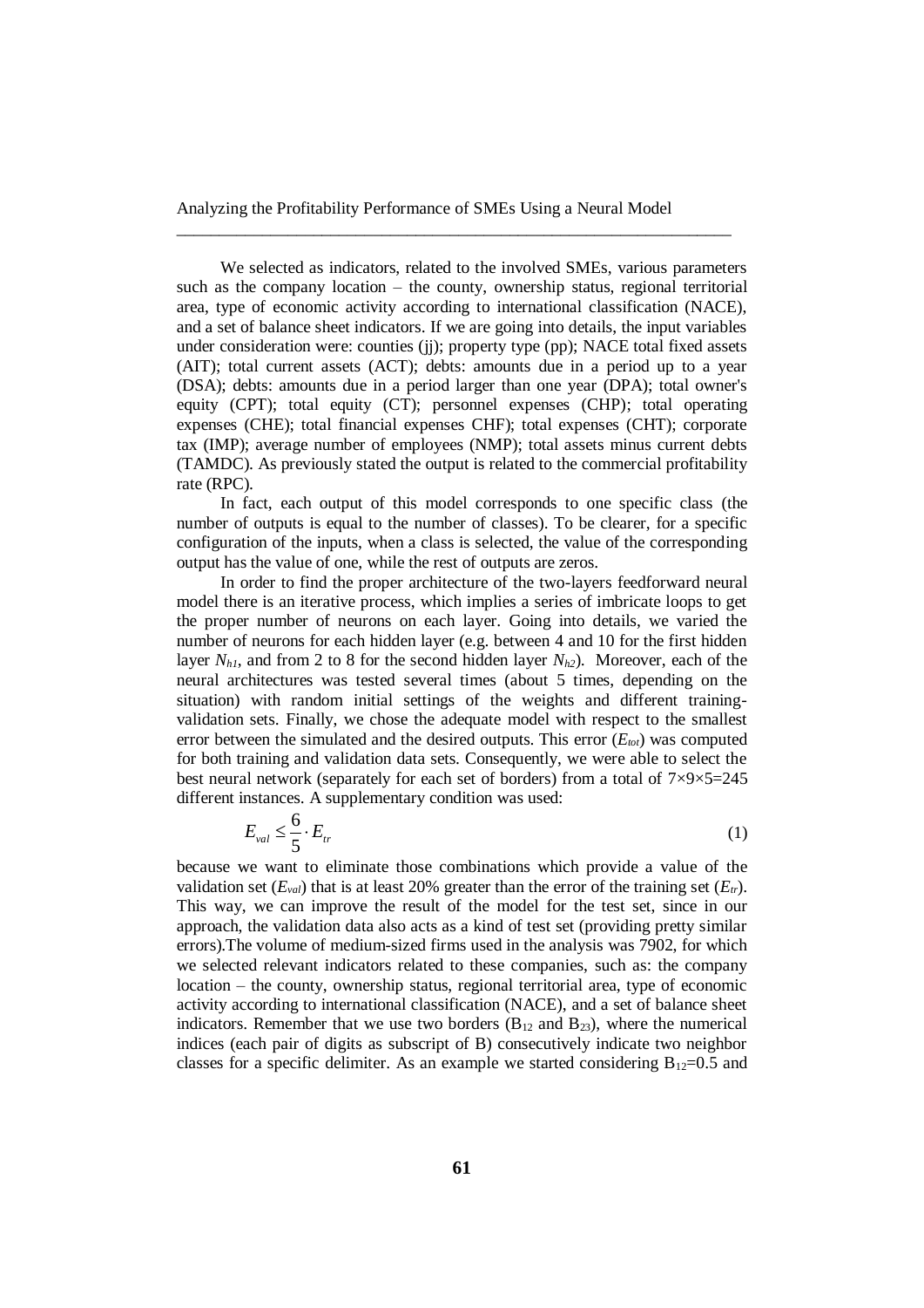We selected as indicators, related to the involved SMEs, various parameters such as the company location – the county, ownership status, regional territorial area, type of economic activity according to international classification (NACE), and a set of balance sheet indicators. If we are going into details, the input variables under consideration were: counties (jj); property type (pp); NACE total fixed assets (AIT); total current assets (ACT); debts: amounts due in a period up to a year (DSA); debts: amounts due in a period larger than one year (DPA); total owner's equity (CPT); total equity (CT); personnel expenses (CHP); total operating expenses (CHE); total financial expenses CHF); total expenses (CHT); corporate tax (IMP); average number of employees (NMP); total assets minus current debts (TAMDC). As previously stated the output is related to the commercial profitability rate (RPC).

In fact, each output of this model corresponds to one specific class (the number of outputs is equal to the number of classes). To be clearer, for a specific configuration of the inputs, when a class is selected, the value of the corresponding output has the value of one, while the rest of outputs are zeros.

In order to find the proper architecture of the two-layers feedforward neural model there is an iterative process, which implies a series of imbricate loops to get the proper number of neurons on each layer. Going into details, we varied the number of neurons for each hidden layer (e.g. between 4 and 10 for the first hidden layer $N_{h1}$, and from 2 to 8 for the second hidden layer $N_{h2}$). Moreover, each of the neural architectures was tested several times (about 5 times, depending on the situation) with random initial settings of the weights and different training-validation sets. Finally, we chose the adequate model with respect to the smallest error between the simulated and the desired outputs. This error ($E_{tot}$) was computed for both training and validation data sets. Consequently, we were able to select the best neural network (separately for each set of borders) from a total of 7×9×5=245 different instances. A supplementary condition was used:

$$E_{val} \leq \frac{6}{5} \cdot E_{tr} \tag{1}$$

because we want to eliminate those combinations which provide a value of the validation set ($E_{val}$) that is at least 20% greater than the error of the training set ($E_{tr}$). This way, we can improve the result of the model for the test set, since in our approach, the validation data also acts as a kind of test set (providing pretty similar errors).The volume of medium-sized firms used in the analysis was 7902, for which we selected relevant indicators related to these companies, such as: the company location – the county, ownership status, regional territorial area, type of economic activity according to international classification (NACE), and a set of balance sheet indicators. Remember that we use two borders ($B_{12}$ and $B_{23}$), where the numerical indices (each pair of digits as subscript of B) consecutively indicate two neighbor classes for a specific delimiter. As an example we started considering $B_{12}$=0.5 and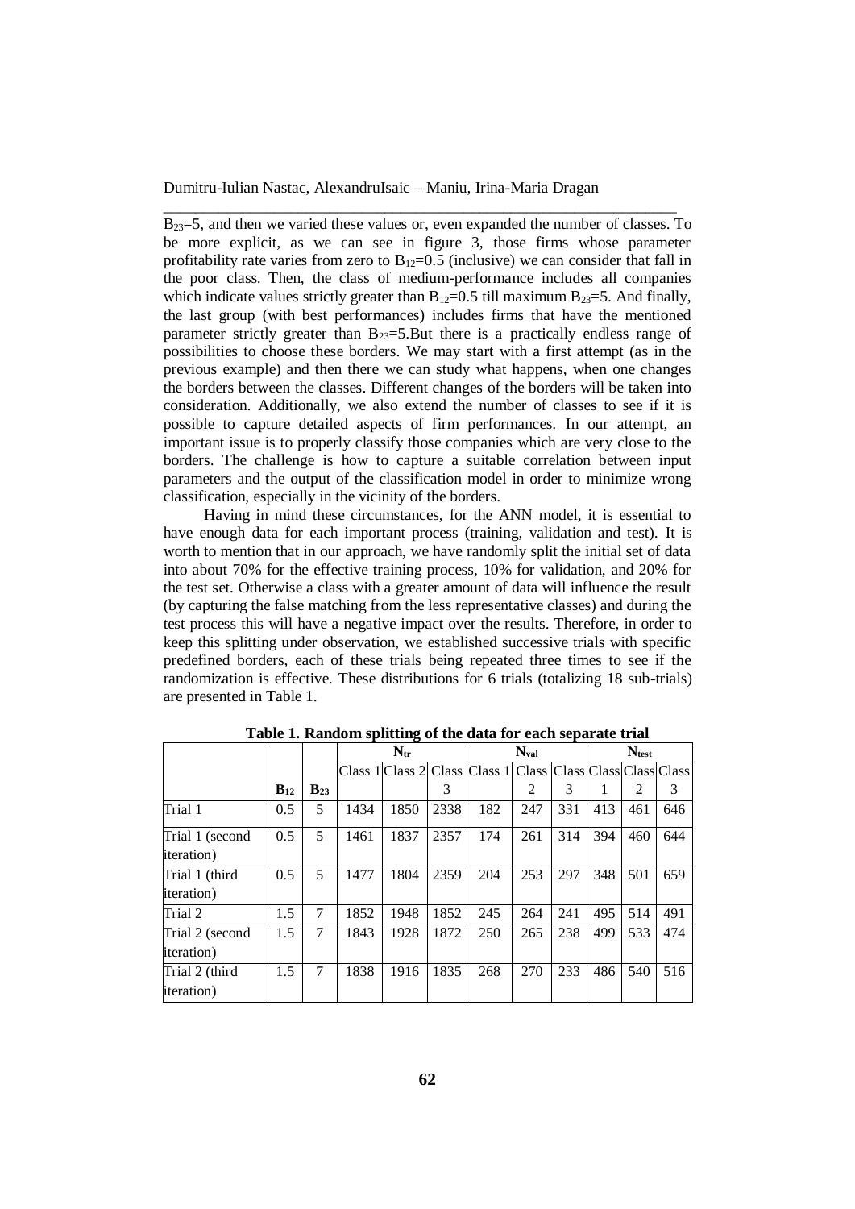$B_{23}$=5, and then we varied these values or, even expanded the number of classes. To be more explicit, as we can see in figure 3, those firms whose parameter profitability rate varies from zero to $B_{12}$=0.5 (inclusive) we can consider that fall in the poor class. Then, the class of medium-performance includes all companies which indicate values strictly greater than $B_{12}$=0.5 till maximum $B_{23}$=5. And finally, the last group (with best performances) includes firms that have the mentioned parameter strictly greater than $B_{23}$=5.But there is a practically endless range of possibilities to choose these borders. We may start with a first attempt (as in the previous example) and then there we can study what happens, when one changes the borders between the classes. Different changes of the borders will be taken into consideration. Additionally, we also extend the number of classes to see if it is possible to capture detailed aspects of firm performances. In our attempt, an important issue is to properly classify those companies which are very close to the borders. The challenge is how to capture a suitable correlation between input parameters and the output of the classification model in order to minimize wrong classification, especially in the vicinity of the borders.

Having in mind these circumstances, for the ANN model, it is essential to have enough data for each important process (training, validation and test). It is worth to mention that in our approach, we have randomly split the initial set of data into about 70% for the effective training process, 10% for validation, and 20% for the test set. Otherwise a class with a greater amount of data will influence the result (by capturing the false matching from the less representative classes) and during the test process this will have a negative impact over the results. Therefore, in order to keep this splitting under observation, we established successive trials with specific predefined borders, each of these trials being repeated three times to see if the randomization is effective. These distributions for 6 trials (totalizing 18 sub-trials) are presented in Table 1.

**Table 1. Random splitting of the data for each separate trial**

| | | | $N_{tr}$ | | | $N_{val}$ | | | $N_{test}$ | | |
|---|---|---|---|---|---|---|---|---|---|---|---|
| | $B_{12}$ | $B_{23}$ | Class 1 | Class 2 | Class 3 | Class 1 | Class 2 | Class 3 | Class 1 | Class 2 | Class 3 |
| Trial 1 | 0.5 | 5 | 1434 | 1850 | 2338 | 182 | 247 | 331 | 413 | 461 | 646 |
| Trial 1 (second iteration) | 0.5 | 5 | 1461 | 1837 | 2357 | 174 | 261 | 314 | 394 | 460 | 644 |
| Trial 1 (third iteration) | 0.5 | 5 | 1477 | 1804 | 2359 | 204 | 253 | 297 | 348 | 501 | 659 |
| Trial 2 | 1.5 | 7 | 1852 | 1948 | 1852 | 245 | 264 | 241 | 495 | 514 | 491 |
| Trial 2 (second iteration) | 1.5 | 7 | 1843 | 1928 | 1872 | 250 | 265 | 238 | 499 | 533 | 474 |
| Trial 2 (third iteration) | 1.5 | 7 | 1838 | 1916 | 1835 | 268 | 270 | 233 | 486 | 540 | 516 |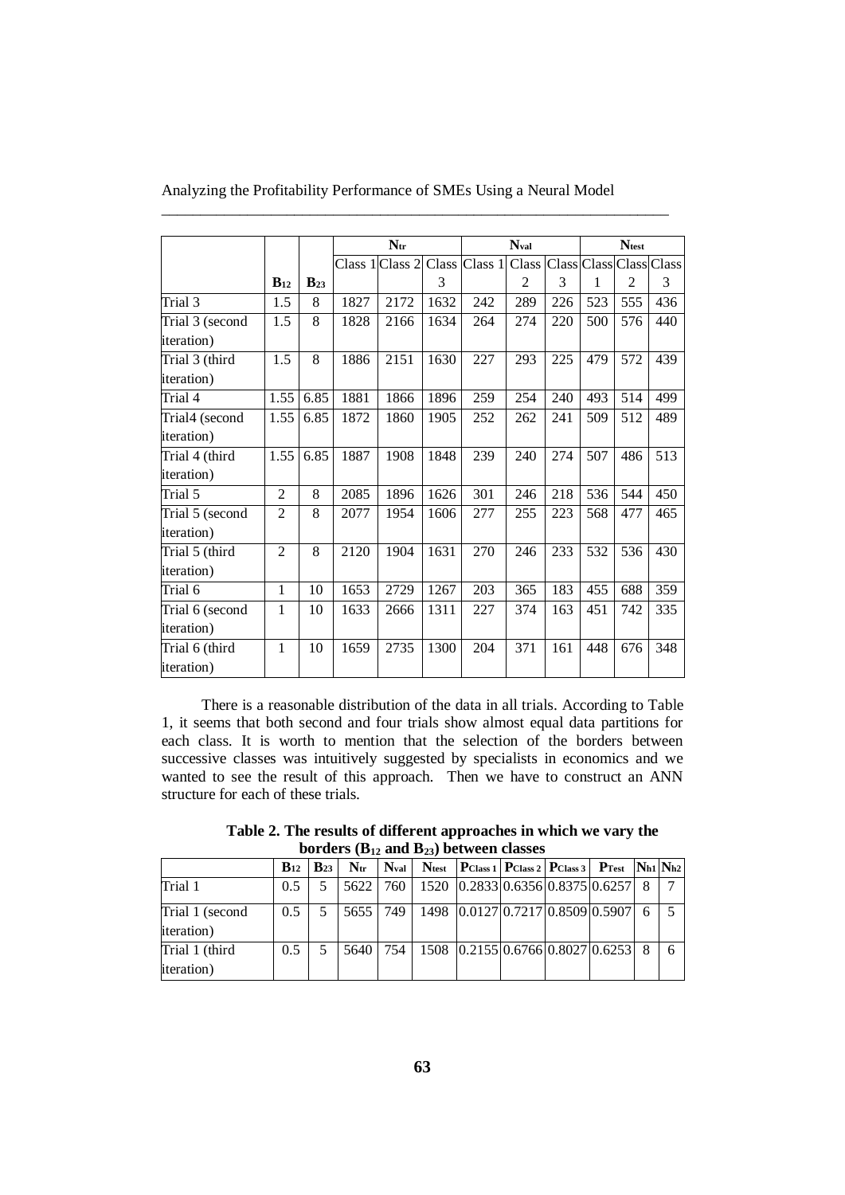| | $B_{12}$ | $B_{23}$ | $N_{tr}$ | | | $N_{val}$ | | | $N_{test}$ | | |
|---|---|---|---|---|---|---|---|---|---|---|---|
| | | | Class 1 | Class 2 | Class 3 | Class 1 | Class 2 | Class 3 | Class 1 | Class 2 | Class 3 |
| Trial 3 | 1.5 | 8 | 1827 | 2172 | 1632 | 242 | 289 | 226 | 523 | 555 | 436 |
| Trial 3 (second iteration) | 1.5 | 8 | 1828 | 2166 | 1634 | 264 | 274 | 220 | 500 | 576 | 440 |
| Trial 3 (third iteration) | 1.5 | 8 | 1886 | 2151 | 1630 | 227 | 293 | 225 | 479 | 572 | 439 |
| Trial 4 | 1.55 | 6.85 | 1881 | 1866 | 1896 | 259 | 254 | 240 | 493 | 514 | 499 |
| Trial4 (second iteration) | 1.55 | 6.85 | 1872 | 1860 | 1905 | 252 | 262 | 241 | 509 | 512 | 489 |
| Trial 4 (third iteration) | 1.55 | 6.85 | 1887 | 1908 | 1848 | 239 | 240 | 274 | 507 | 486 | 513 |
| Trial 5 | 2 | 8 | 2085 | 1896 | 1626 | 301 | 246 | 218 | 536 | 544 | 450 |
| Trial 5 (second iteration) | 2 | 8 | 2077 | 1954 | 1606 | 277 | 255 | 223 | 568 | 477 | 465 |
| Trial 5 (third iteration) | 2 | 8 | 2120 | 1904 | 1631 | 270 | 246 | 233 | 532 | 536 | 430 |
| Trial 6 | 1 | 10 | 1653 | 2729 | 1267 | 203 | 365 | 183 | 455 | 688 | 359 |
| Trial 6 (second iteration) | 1 | 10 | 1633 | 2666 | 1311 | 227 | 374 | 163 | 451 | 742 | 335 |
| Trial 6 (third iteration) | 1 | 10 | 1659 | 2735 | 1300 | 204 | 371 | 161 | 448 | 676 | 348 |

There is a reasonable distribution of the data in all trials. According to Table 1, it seems that both second and four trials show almost equal data partitions for each class. It is worth to mention that the selection of the borders between successive classes was intuitively suggested by specialists in economics and we wanted to see the result of this approach. Then we have to construct an ANN structure for each of these trials.

**Table 2. The results of different approaches in which we vary the borders ($B_{12}$ and $B_{23}$) between classes**

| | $B_{12}$ | $B_{23}$ | $N_{tr}$ | $N_{val}$ | $N_{test}$ | $P_{Class\ 1}$ | $P_{Class\ 2}$ | $P_{Class\ 3}$ | $P_{Test}$ | $N_{h1}$ | $N_{h2}$ |
|---|---|---|---|---|---|---|---|---|---|---|---|
| Trial 1 | 0.5 | 5 | 5622 | 760 | 1520 | 0.2833 | 0.6356 | 0.8375 | 0.6257 | 8 | 7 |
| Trial 1 (second iteration) | 0.5 | 5 | 5655 | 749 | 1498 | 0.0127 | 0.7217 | 0.8509 | 0.5907 | 6 | 5 |
| Trial 1 (third iteration) | 0.5 | 5 | 5640 | 754 | 1508 | 0.2155 | 0.6766 | 0.8027 | 0.6253 | 8 | 6 |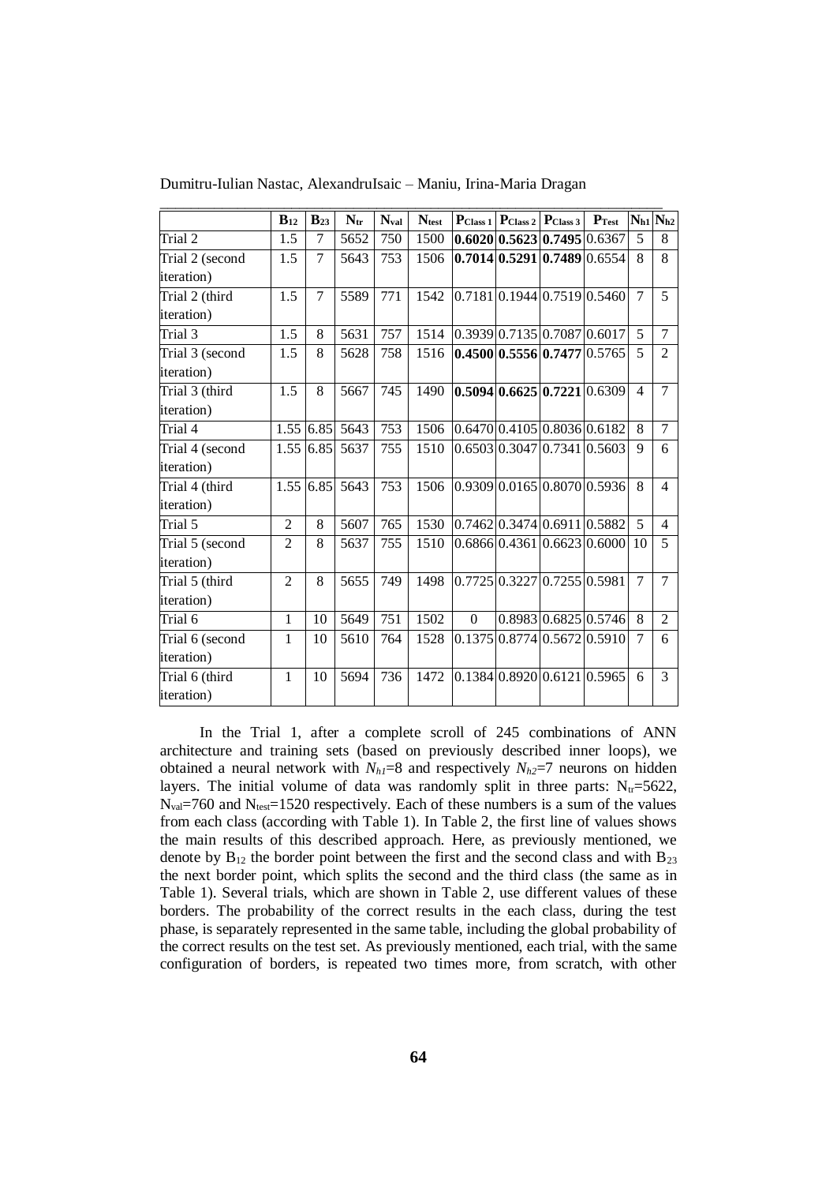| | $B_{12}$ | $B_{23}$ | $N_{tr}$ | $N_{val}$ | $N_{test}$ | $P_{Class\ 1}$ | $P_{Class\ 2}$ | $P_{Class\ 3}$ | $P_{Test}$ | $N_{h1}$ | $N_{h2}$ |
|---|---|---|---|---|---|---|---|---|---|---|---|
| Trial 2 | 1.5 | 7 | 5652 | 750 | 1500 | **0.6020** | **0.5623** | **0.7495** | 0.6367 | 5 | 8 |
| Trial 2 (second iteration) | 1.5 | 7 | 5643 | 753 | 1506 | **0.7014** | **0.5291** | **0.7489** | 0.6554 | 8 | 8 |
| Trial 2 (third iteration) | 1.5 | 7 | 5589 | 771 | 1542 | 0.7181 | 0.1944 | 0.7519 | 0.5460 | 7 | 5 |
| Trial 3 | 1.5 | 8 | 5631 | 757 | 1514 | 0.3939 | 0.7135 | 0.7087 | 0.6017 | 5 | 7 |
| Trial 3 (second iteration) | 1.5 | 8 | 5628 | 758 | 1516 | **0.4500** | **0.5556** | **0.7477** | 0.5765 | 5 | 2 |
| Trial 3 (third iteration) | 1.5 | 8 | 5667 | 745 | 1490 | **0.5094** | **0.6625** | **0.7221** | 0.6309 | 4 | 7 |
| Trial 4 | 1.55 | 6.85 | 5643 | 753 | 1506 | 0.6470 | 0.4105 | 0.8036 | 0.6182 | 8 | 7 |
| Trial 4 (second iteration) | 1.55 | 6.85 | 5637 | 755 | 1510 | 0.6503 | 0.3047 | 0.7341 | 0.5603 | 9 | 6 |
| Trial 4 (third iteration) | 1.55 | 6.85 | 5643 | 753 | 1506 | 0.9309 | 0.0165 | 0.8070 | 0.5936 | 8 | 4 |
| Trial 5 | 2 | 8 | 5607 | 765 | 1530 | 0.7462 | 0.3474 | 0.6911 | 0.5882 | 5 | 4 |
| Trial 5 (second iteration) | 2 | 8 | 5637 | 755 | 1510 | 0.6866 | 0.4361 | 0.6623 | 0.6000 | 10 | 5 |
| Trial 5 (third iteration) | 2 | 8 | 5655 | 749 | 1498 | 0.7725 | 0.3227 | 0.7255 | 0.5981 | 7 | 7 |
| Trial 6 | 1 | 10 | 5649 | 751 | 1502 | 0 | 0.8983 | 0.6825 | 0.5746 | 8 | 2 |
| Trial 6 (second iteration) | 1 | 10 | 5610 | 764 | 1528 | 0.1375 | 0.8774 | 0.5672 | 0.5910 | 7 | 6 |
| Trial 6 (third iteration) | 1 | 10 | 5694 | 736 | 1472 | 0.1384 | 0.8920 | 0.6121 | 0.5965 | 6 | 3 |

In the Trial 1, after a complete scroll of 245 combinations of ANN architecture and training sets (based on previously described inner loops), we obtained a neural network with $N_{h1}$=8 and respectively $N_{h2}$=7 neurons on hidden layers. The initial volume of data was randomly split in three parts: $N_{tr}$=5622, $N_{val}$=760 and $N_{test}$=1520 respectively. Each of these numbers is a sum of the values from each class (according with Table 1). In Table 2, the first line of values shows the main results of this described approach. Here, as previously mentioned, we denote by $B_{12}$ the border point between the first and the second class and with $B_{23}$ the next border point, which splits the second and the third class (the same as in Table 1). Several trials, which are shown in Table 2, use different values of these borders. The probability of the correct results in the each class, during the test phase, is separately represented in the same table, including the global probability of the correct results on the test set. As previously mentioned, each trial, with the same configuration of borders, is repeated two times more, from scratch, with other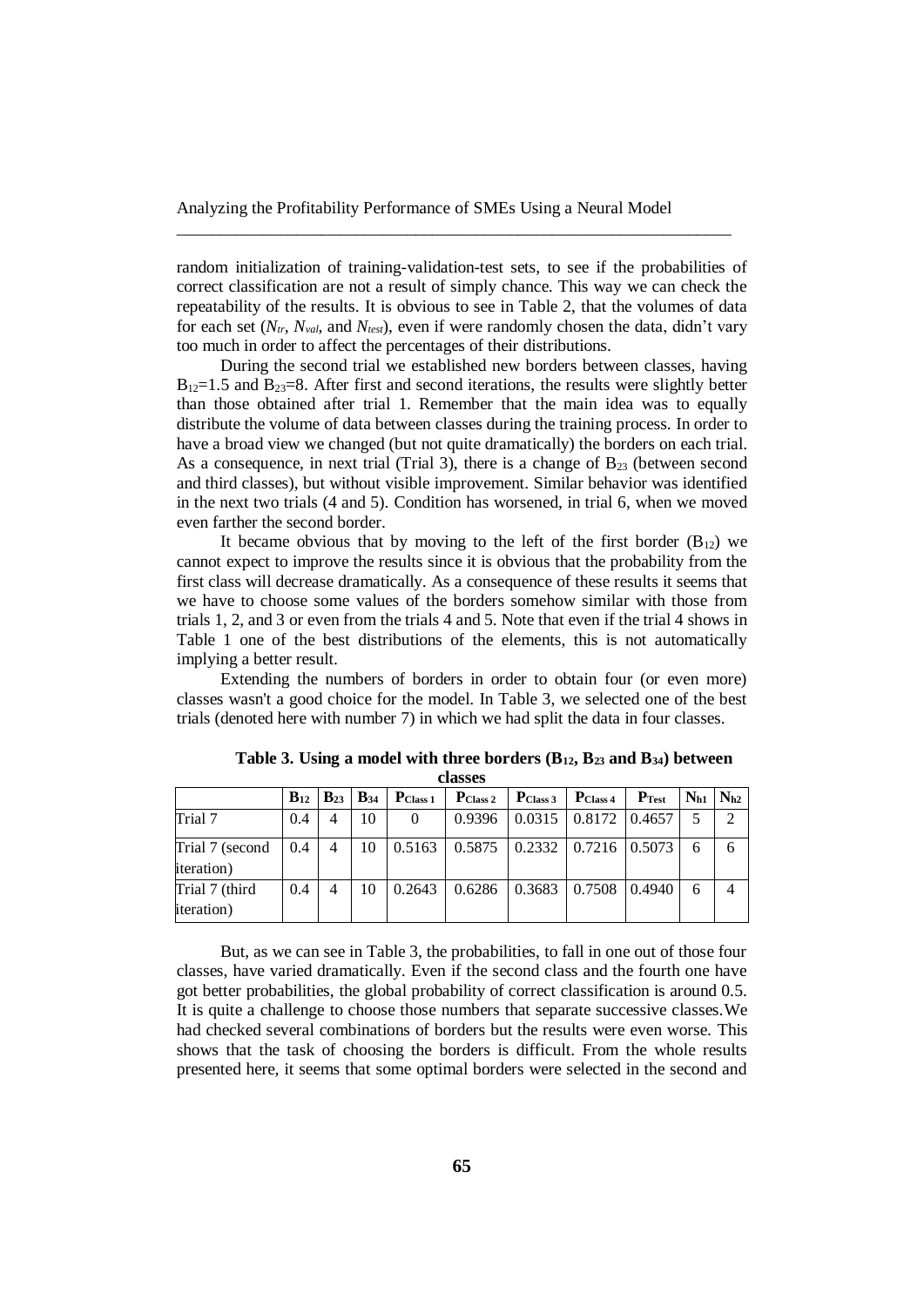random initialization of training-validation-test sets, to see if the probabilities of correct classification are not a result of simply chance. This way we can check the repeatability of the results. It is obvious to see in Table 2, that the volumes of data for each set ($N_{tr}$, $N_{val}$, and $N_{test}$), even if were randomly chosen the data, didn't vary too much in order to affect the percentages of their distributions.

During the second trial we established new borders between classes, having $B_{12}$=1.5 and $B_{23}$=8. After first and second iterations, the results were slightly better than those obtained after trial 1. Remember that the main idea was to equally distribute the volume of data between classes during the training process. In order to have a broad view we changed (but not quite dramatically) the borders on each trial. As a consequence, in next trial (Trial 3), there is a change of $B_{23}$ (between second and third classes), but without visible improvement. Similar behavior was identified in the next two trials (4 and 5). Condition has worsened, in trial 6, when we moved even farther the second border.

It became obvious that by moving to the left of the first border ($B_{12}$) we cannot expect to improve the results since it is obvious that the probability from the first class will decrease dramatically. As a consequence of these results it seems that we have to choose some values of the borders somehow similar with those from trials 1, 2, and 3 or even from the trials 4 and 5. Note that even if the trial 4 shows in Table 1 one of the best distributions of the elements, this is not automatically implying a better result.

Extending the numbers of borders in order to obtain four (or even more) classes wasn't a good choice for the model. In Table 3, we selected one of the best trials (denoted here with number 7) in which we had split the data in four classes.

**Table 3. Using a model with three borders ($B_{12}$, $B_{23}$ and $B_{34}$) between classes**

| | $B_{12}$ | $B_{23}$ | $B_{34}$ | $P_{Class\ 1}$ | $P_{Class\ 2}$ | $P_{Class\ 3}$ | $P_{Class\ 4}$ | $P_{Test}$ | $N_{h1}$ | $N_{h2}$ |
|---|---|---|---|---|---|---|---|---|---|---|
| Trial 7 | 0.4 | 4 | 10 | 0 | 0.9396 | 0.0315 | 0.8172 | 0.4657 | 5 | 2 |
| Trial 7 (second iteration) | 0.4 | 4 | 10 | 0.5163 | 0.5875 | 0.2332 | 0.7216 | 0.5073 | 6 | 6 |
| Trial 7 (third iteration) | 0.4 | 4 | 10 | 0.2643 | 0.6286 | 0.3683 | 0.7508 | 0.4940 | 6 | 4 |

But, as we can see in Table 3, the probabilities, to fall in one out of those four classes, have varied dramatically. Even if the second class and the fourth one have got better probabilities, the global probability of correct classification is around 0.5. It is quite a challenge to choose those numbers that separate successive classes. We had checked several combinations of borders but the results were even worse. This shows that the task of choosing the borders is difficult. From the whole results presented here, it seems that some optimal borders were selected in the second and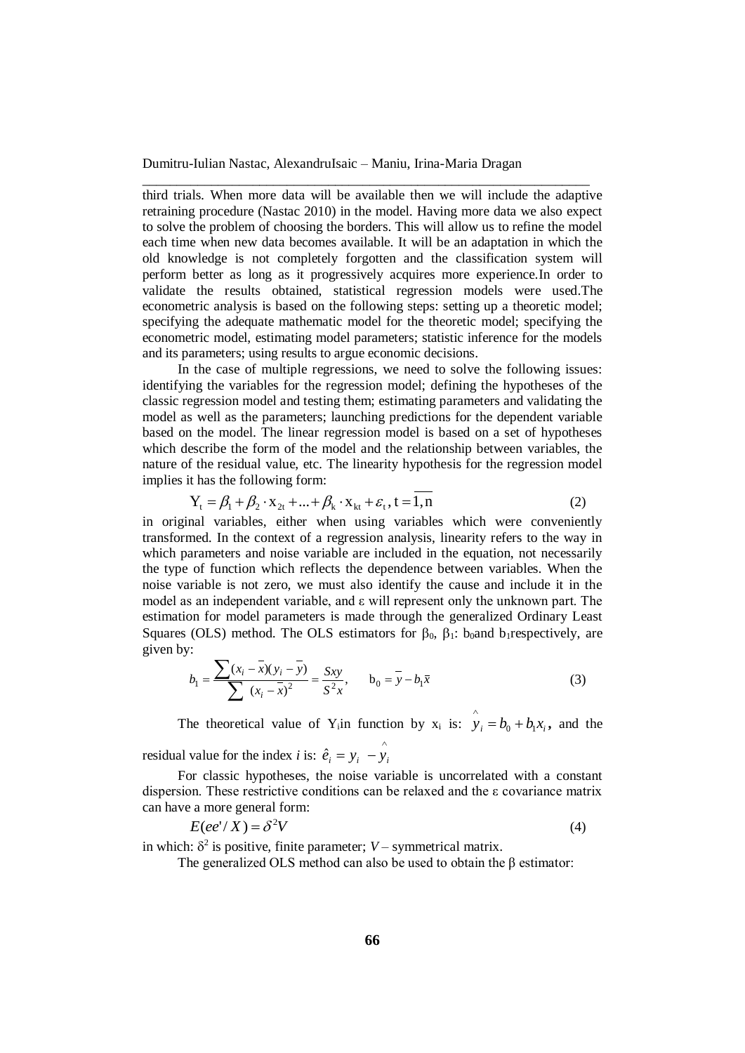third trials. When more data will be available then we will include the adaptive retraining procedure (Nastac 2010) in the model. Having more data we also expect to solve the problem of choosing the borders. This will allow us to refine the model each time when new data becomes available. It will be an adaptation in which the old knowledge is not completely forgotten and the classification system will perform better as long as it progressively acquires more experience.In order to validate the results obtained, statistical regression models were used.The econometric analysis is based on the following steps: setting up a theoretic model; specifying the adequate mathematic model for the theoretic model; specifying the econometric model, estimating model parameters; statistic inference for the models and its parameters; using results to argue economic decisions.

In the case of multiple regressions, we need to solve the following issues: identifying the variables for the regression model; defining the hypotheses of the classic regression model and testing them; estimating parameters and validating the model as well as the parameters; launching predictions for the dependent variable based on the model. The linear regression model is based on a set of hypotheses which describe the form of the model and the relationship between variables, the nature of the residual value, etc. The linearity hypothesis for the regression model implies it has the following form:

$$Y_t = \beta_1 + \beta_2 \cdot x_{2t} + ... + \beta_k \cdot x_{kt} + \varepsilon_t, t = \overline{1,n} \tag{2}$$

in original variables, either when using variables which were conveniently transformed. In the context of a regression analysis, linearity refers to the way in which parameters and noise variable are included in the equation, not necessarily the type of function which reflects the dependence between variables. When the noise variable is not zero, we must also identify the cause and include it in the model as an independent variable, and ε will represent only the unknown part. The estimation for model parameters is made through the generalized Ordinary Least Squares (OLS) method. The OLS estimators for $\beta_0$, $\beta_1$: $b_0$and $b_1$respectively, are given by:

$$b_1 = \frac{\sum (x_i - \bar{x})(y_i - \bar{y})}{\sum (x_i - \bar{x})^2} = \frac{Sxy}{S^2 x}, \qquad b_0 = \bar{y} - b_1 \bar{x} \tag{3}$$

The theoretical value of $Y_i$in function by $x_i$ is: $\hat{y}_i = b_0 + b_1 x_i$, and the residual value for the index *i* is: $\hat{e}_i = y_i - \hat{y}_i$

For classic hypotheses, the noise variable is uncorrelated with a constant dispersion. These restrictive conditions can be relaxed and the ε covariance matrix can have a more general form:

$$E(ee'/X) = \delta^2 V \tag{4}$$

in which: $\delta^2$ is positive, finite parameter; *V* – symmetrical matrix.

The generalized OLS method can also be used to obtain the β estimator: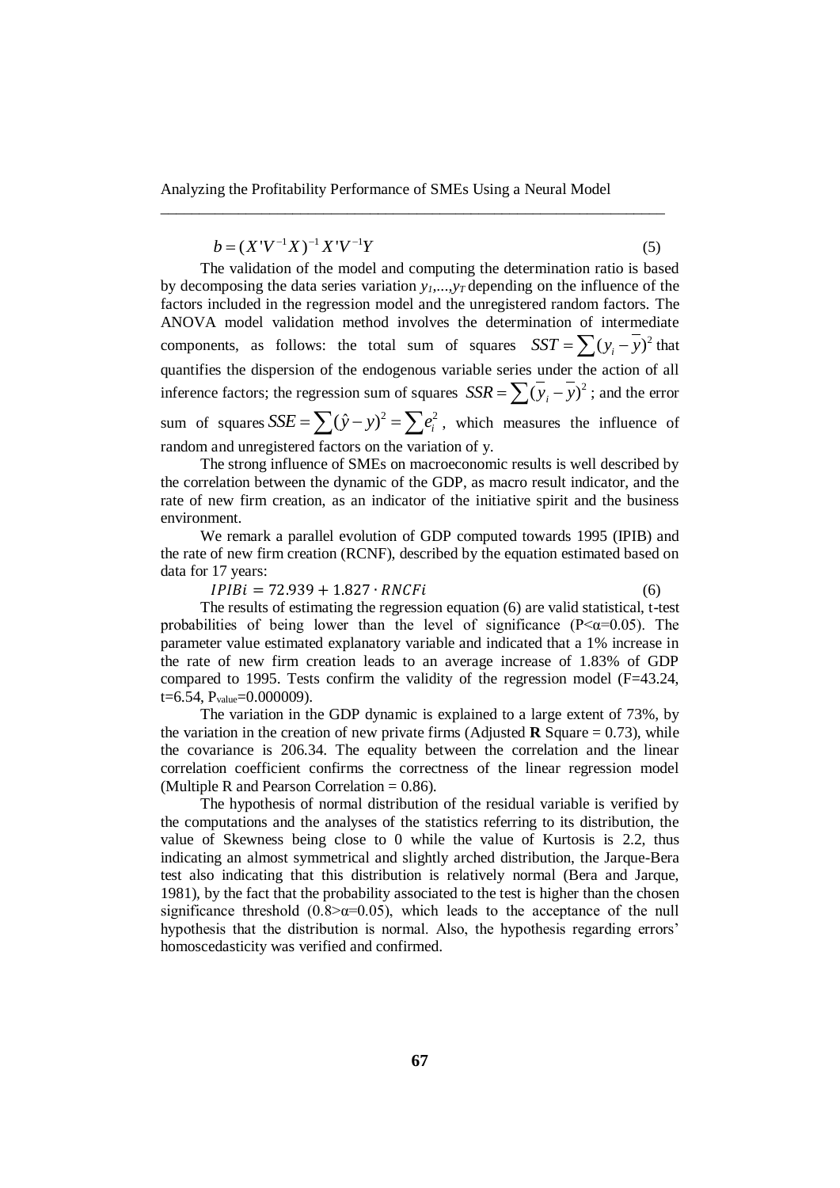$$b = (X'V^{-1}X)^{-1}X'V^{-1}Y \tag{5}$$

The validation of the model and computing the determination ratio is based by decomposing the data series variation $y_1,...,y_T$ depending on the influence of the factors included in the regression model and the unregistered random factors. The ANOVA model validation method involves the determination of intermediate components, as follows: the total sum of squares $SST = \sum (y_i - \overline{y})^2$ that quantifies the dispersion of the endogenous variable series under the action of all inference factors; the regression sum of squares $SSR = \sum (\overline{y}_i - \overline{y})^2$ ; and the error sum of squares $SSE = \sum (\hat{y} - y)^2 = \sum e_i^2$ , which measures the influence of random and unregistered factors on the variation of y.

The strong influence of SMEs on macroeconomic results is well described by the correlation between the dynamic of the GDP, as macro result indicator, and the rate of new firm creation, as an indicator of the initiative spirit and the business environment.

We remark a parallel evolution of GDP computed towards 1995 (IPIB) and the rate of new firm creation (RCNF), described by the equation estimated based on data for 17 years:

$$IPIBi = 72.939 + 1.827 \cdot RNCFi \tag{6}$$

The results of estimating the regression equation (6) are valid statistical, t-test probabilities of being lower than the level of significance ($P<\alpha=0.05$). The parameter value estimated explanatory variable and indicated that a 1% increase in the rate of new firm creation leads to an average increase of 1.83% of GDP compared to 1995. Tests confirm the validity of the regression model (F=43.24, t=6.54, $P_{value}$=0.000009).

The variation in the GDP dynamic is explained to a large extent of 73%, by the variation in the creation of new private firms (Adjusted **R** Square = 0.73), while the covariance is 206.34. The equality between the correlation and the linear correlation coefficient confirms the correctness of the linear regression model (Multiple R and Pearson Correlation = 0.86).

The hypothesis of normal distribution of the residual variable is verified by the computations and the analyses of the statistics referring to its distribution, the value of Skewness being close to 0 while the value of Kurtosis is 2.2, thus indicating an almost symmetrical and slightly arched distribution, the Jarque-Bera test also indicating that this distribution is relatively normal (Bera and Jarque, 1981), by the fact that the probability associated to the test is higher than the chosen significance threshold ($0.8>\alpha=0.05$), which leads to the acceptance of the null hypothesis that the distribution is normal. Also, the hypothesis regarding errors' homoscedasticity was verified and confirmed.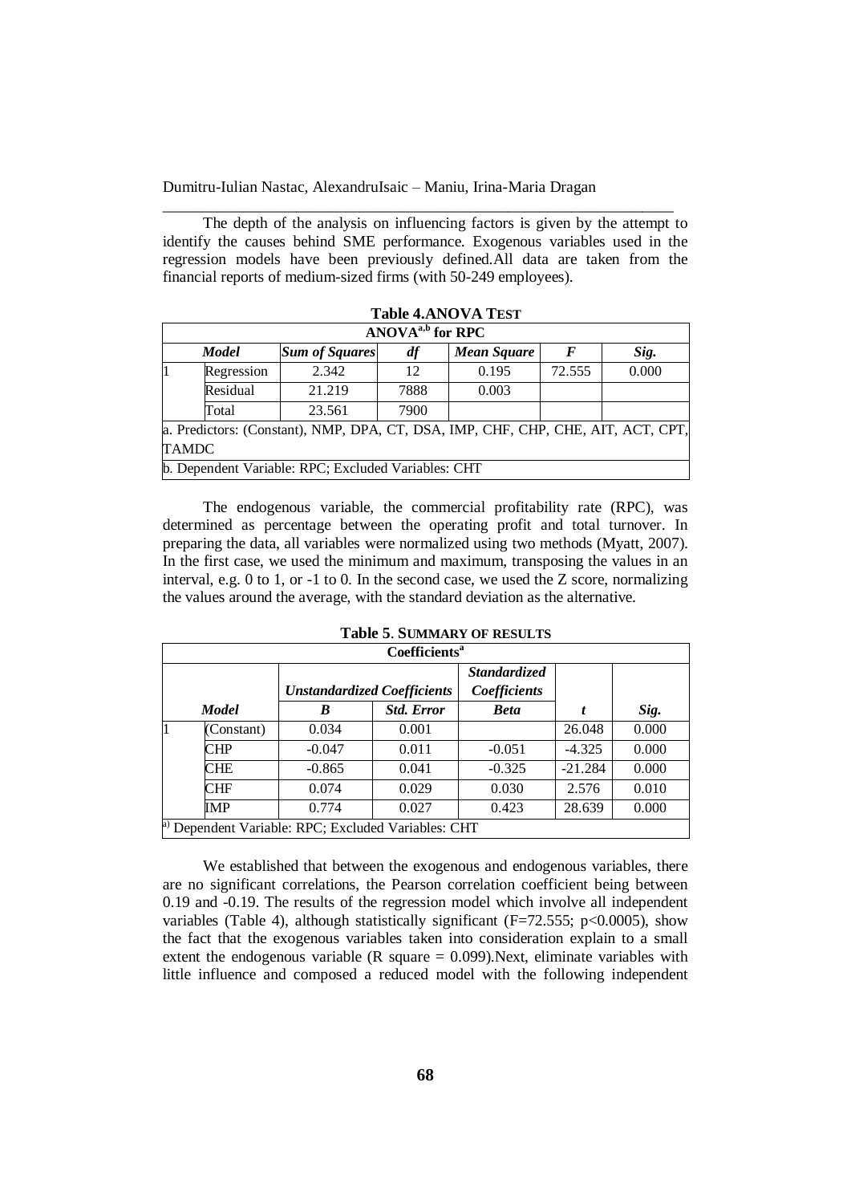The depth of the analysis on influencing factors is given by the attempt to identify the causes behind SME performance. Exogenous variables used in the regression models have been previously defined.All data are taken from the financial reports of medium-sized firms (with 50-249 employees).

**Table 4.ANOVA TEST**

| ANOVA[a,b] for RPC | | | | | | |
|---|---|---|---|---|---|---|
| **Model** | | **Sum of Squares** | **df** | **Mean Square** | **F** | **Sig.** |
| 1 | Regression | 2.342 | 12 | 0.195 | 72.555 | 0.000 |
| | Residual | 21.219 | 7888 | 0.003 | | |
| | Total | 23.561 | 7900 | | | |
| a. Predictors: (Constant), NMP, DPA, CT, DSA, IMP, CHF, CHP, CHE, AIT, ACT, CPT, TAMDC | | | | | | |
| b. Dependent Variable: RPC; Excluded Variables: CHT | | | | | | |

The endogenous variable, the commercial profitability rate (RPC), was determined as percentage between the operating profit and total turnover. In preparing the data, all variables were normalized using two methods (Myatt, 2007). In the first case, we used the minimum and maximum, transposing the values in an interval, e.g. 0 to 1, or -1 to 0. In the second case, we used the Z score, normalizing the values around the average, with the standard deviation as the alternative.

**Table 5. SUMMARY OF RESULTS**

| Coefficients[a] | | | | | | |
|---|---|---|---|---|---|---|
| | | **Unstandardized Coefficients** | | **Standardized Coefficients** | | |
| **Model** | | **B** | **Std. Error** | **Beta** | **t** | **Sig.** |
| 1 | (Constant) | 0.034 | 0.001 | | 26.048 | 0.000 |
| | CHP | -0.047 | 0.011 | -0.051 | -4.325 | 0.000 |
| | CHE | -0.865 | 0.041 | -0.325 | -21.284 | 0.000 |
| | CHF | 0.074 | 0.029 | 0.030 | 2.576 | 0.010 |
| | IMP | 0.774 | 0.027 | 0.423 | 28.639 | 0.000 |
| a) Dependent Variable: RPC; Excluded Variables: CHT | | | | | | |

We established that between the exogenous and endogenous variables, there are no significant correlations, the Pearson correlation coefficient being between 0.19 and -0.19. The results of the regression model which involve all independent variables (Table 4), although statistically significant ($F=72.555$; $p<0.0005$), show the fact that the exogenous variables taken into consideration explain to a small extent the endogenous variable (R square = 0.099).Next, eliminate variables with little influence and composed a reduced model with the following independent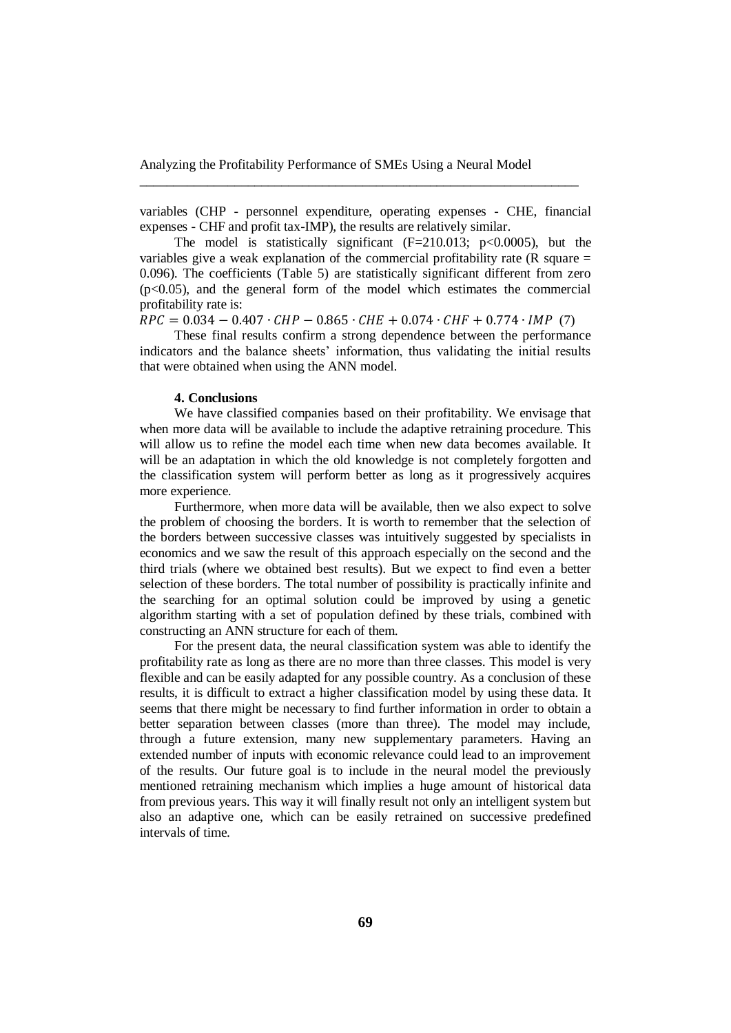variables (CHP - personnel expenditure, operating expenses - CHE, financial expenses - CHF and profit tax-IMP), the results are relatively similar.

The model is statistically significant ($F=210.013$; $p<0.0005$), but the variables give a weak explanation of the commercial profitability rate (R square = 0.096). The coefficients (Table 5) are statistically significant different from zero ($p<0.05$), and the general form of the model which estimates the commercial profitability rate is:

$$RPC = 0.034 - 0.407 \cdot CHP - 0.865 \cdot CHE + 0.074 \cdot CHF + 0.774 \cdot IMP \quad (7)$$

These final results confirm a strong dependence between the performance indicators and the balance sheets' information, thus validating the initial results that were obtained when using the ANN model.

#### 4. Conclusions

We have classified companies based on their profitability. We envisage that when more data will be available to include the adaptive retraining procedure. This will allow us to refine the model each time when new data becomes available. It will be an adaptation in which the old knowledge is not completely forgotten and the classification system will perform better as long as it progressively acquires more experience.

Furthermore, when more data will be available, then we also expect to solve the problem of choosing the borders. It is worth to remember that the selection of the borders between successive classes was intuitively suggested by specialists in economics and we saw the result of this approach especially on the second and the third trials (where we obtained best results). But we expect to find even a better selection of these borders. The total number of possibility is practically infinite and the searching for an optimal solution could be improved by using a genetic algorithm starting with a set of population defined by these trials, combined with constructing an ANN structure for each of them.

For the present data, the neural classification system was able to identify the profitability rate as long as there are no more than three classes. This model is very flexible and can be easily adapted for any possible country. As a conclusion of these results, it is difficult to extract a higher classification model by using these data. It seems that there might be necessary to find further information in order to obtain a better separation between classes (more than three). The model may include, through a future extension, many new supplementary parameters. Having an extended number of inputs with economic relevance could lead to an improvement of the results. Our future goal is to include in the neural model the previously mentioned retraining mechanism which implies a huge amount of historical data from previous years. This way it will finally result not only an intelligent system but also an adaptive one, which can be easily retrained on successive predefined intervals of time.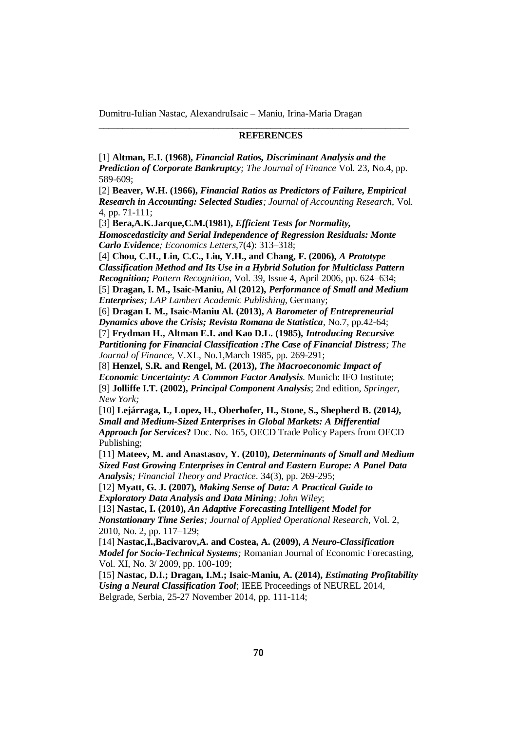## REFERENCES

[1] **Altman, E.I. (1968),** ***Financial Ratios, Discriminant Analysis and the Prediction of Corporate Bankruptcy****; The Journal of Finance* Vol. 23, No.4, pp. 589-609;

[2] **Beaver, W.H. (1966),** ***Financial Ratios as Predictors of Failure, Empirical Research in Accounting: Selected Studies****; Journal of Accounting Research*, Vol. 4, pp. 71-111;

[3] **Bera,A.K.Jarque,C.M.(1981),** ***Efficient Tests for Normality, Homoscedasticity and Serial Independence of Regression Residuals: Monte Carlo Evidence****; Economics Letters,*7(4): 313–318;

[4] **Chou, C.H., Lin, C.C., Liu, Y.H., and Chang, F. (2006),** ***A Prototype Classification Method and Its Use in a Hybrid Solution for Multiclass Pattern Recognition;*** *Pattern Recognition*, Vol. 39, Issue 4, April 2006, pp. 624–634;

[5] **Dragan, I. M., Isaic-Maniu, Al (2012),** ***Performance of Small and Medium Enterprises****; LAP Lambert Academic Publishing*, Germany;

[6] **Dragan I. M., Isaic-Maniu Al. (2013),** ***A Barometer of Entrepreneurial Dynamics above the Crisis; Revista Romana de Statistica***, No.7, pp.42-64;

[7] **Frydman H., Altman E.I. and Kao D.L. (1985),** ***Introducing Recursive Partitioning for Financial Classification :The Case of Financial Distress****; The Journal of Finance*, V.XL, No.1,March 1985, pp. 269-291;

[8] **Henzel, S.R. and Rengel, M. (2013),** ***The Macroeconomic Impact of Economic Uncertainty: A Common Factor Analysis****.* Munich: IFO Institute;

[9] **Jolliffe I.T. (2002),** ***Principal Component Analysis***; 2nd edition, *Springer, New York;*

[10] **Lejárraga, I., Lopez, H., Oberhofer, H., Stone, S., Shepherd B. (2014),** ***Small and Medium-Sized Enterprises in Global Markets: A Differential Approach for Services*****?** Doc. No. 165, OECD Trade Policy Papers from OECD Publishing;

[11] **Mateev, M. and Anastasov, Y. (2010),** ***Determinants of Small and Medium Sized Fast Growing Enterprises in Central and Eastern Europe: A Panel Data Analysis****; Financial Theory and Practice*. 34(3), pp. 269-295;

[12] **Myatt, G. J. (2007),** ***Making Sense of Data: A Practical Guide to Exploratory Data Analysis and Data Mining****; John Wiley*;

[13] **Nastac, I. (2010),** ***An Adaptive Forecasting Intelligent Model for Nonstationary Time Series****; Journal of Applied Operational Research*, Vol. 2, 2010, No. 2, pp. 117–129;

[14] **Nastac,I.,Bacivarov,A. and Costea, A. (2009),** ***A Neuro-Classification Model for Socio-Technical Systems****;* Romanian Journal of Economic Forecasting, Vol. XI, No. 3/ 2009, pp. 100-109;

[15] **Nastac, D.I.; Dragan, I.M.; Isaic-Maniu, A. (2014),** ***Estimating Profitability Using a Neural Classification Tool***; IEEE Proceedings of NEUREL 2014, Belgrade, Serbia, 25-27 November 2014, pp. 111-114;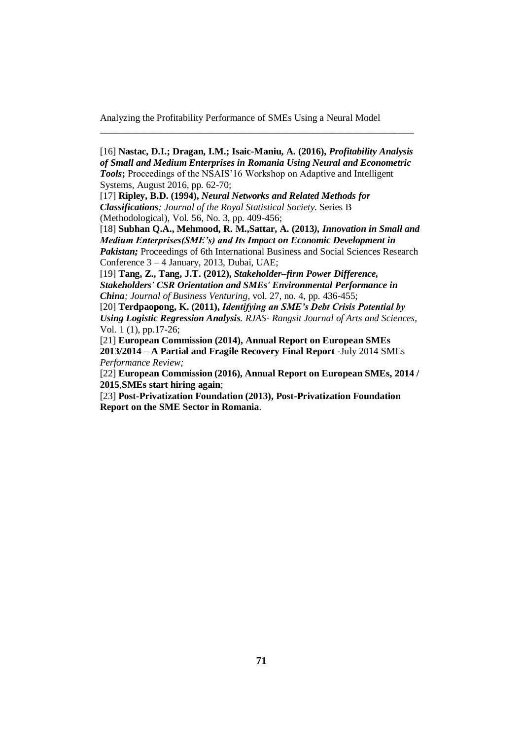[16] **Nastac, D.I.; Dragan, I.M.; Isaic-Maniu, A. (2016),** ***Profitability Analysis of Small and Medium Enterprises in Romania Using Neural and Econometric Tools*****;** Proceedings of the NSAIS'16 Workshop on Adaptive and Intelligent Systems, August 2016, pp. 62-70;

[17] **Ripley, B.D. (1994),** ***Neural Networks and Related Methods for Classifications****; Journal of the Royal Statistical Society.* Series B (Methodological), Vol. 56, No. 3, pp. 409-456;

[18] **Subhan Q.A., Mehmood, R. M.,Sattar, A. (2013*),*** ***Innovation in Small and Medium Enterprises(SME's) and Its Impact on Economic Development in Pakistan;*** Proceedings of 6th International Business and Social Sciences Research Conference 3 – 4 January, 2013, Dubai, UAE;

[19] **Tang, Z., Tang, J.T. (2012),** ***Stakeholder–firm Power Difference, Stakeholders' CSR Orientation and SMEs' Environmental Performance in China****; Journal of Business Venturing*, vol. 27, no. 4, pp. 436-455;

[20] **Terdpaopong, K. (2011),** ***Identifying an SME's Debt Crisis Potential by Using Logistic Regression Analysis****. RJAS- Rangsit Journal of Arts and Sciences*, Vol. 1 (1), pp.17-26;

[21] **European Commission (2014), Annual Report on European SMEs 2013/2014 – A Partial and Fragile Recovery Final Report** -July 2014 SMEs *Performance Review;*

[22] **European Commission (2016), Annual Report on European SMEs, 2014 / 2015**,**SMEs start hiring again**;

[23] **Post-Privatization Foundation (2013), Post-Privatization Foundation Report on the SME Sector in Romania**.